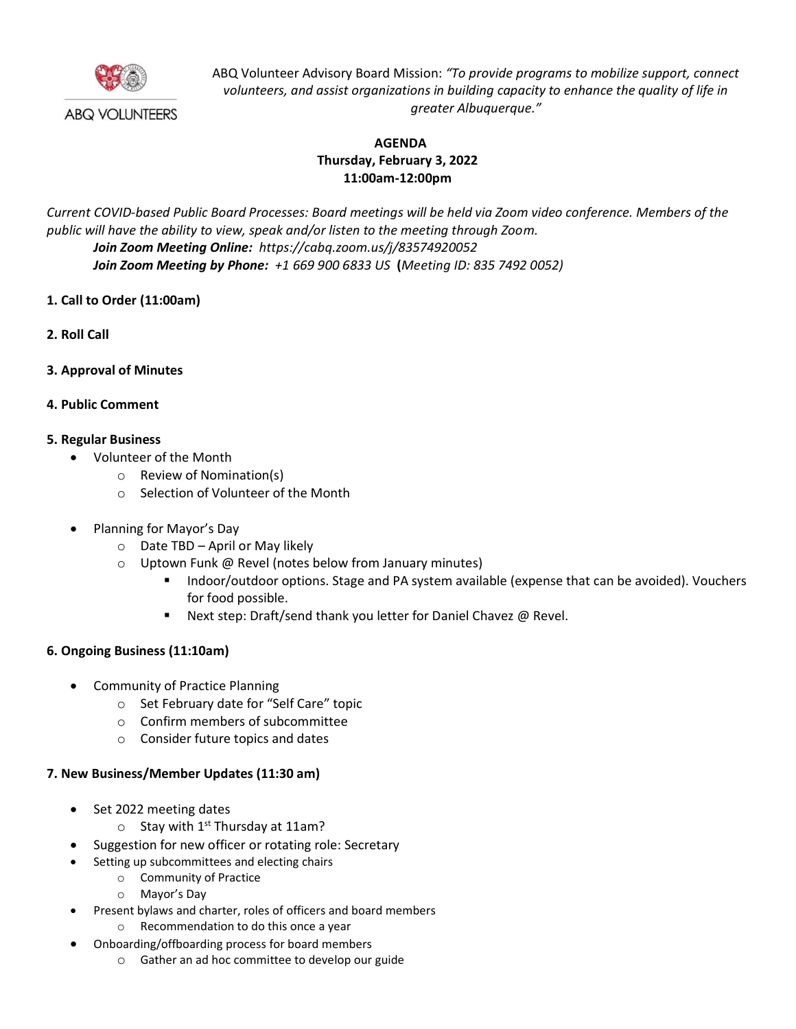ABQ VOLUNTEERS

ABQ Volunteer Advisory Board Mission: *"To provide programs to mobilize support, connect volunteers, and assist organizations in building capacity to enhance the quality of life in greater Albuquerque."*

**AGENDA**
**Thursday, February 3, 2022**
**11:00am-12:00pm**

*Current COVID-based Public Board Processes: Board meetings will be held via Zoom video conference. Members of the public will have the ability to view, speak and/or listen to the meeting through Zoom.*

> ***Join Zoom Meeting Online:*** *https://cabq.zoom.us/j/83574920052*
> ***Join Zoom Meeting by Phone:*** *+1 669 900 6833 US* **(***Meeting ID: 835 7492 0052)*

**1. Call to Order (11:00am)**

**2. Roll Call**

**3. Approval of Minutes**

**4. Public Comment**

**5. Regular Business**

- Volunteer of the Month
  - Review of Nomination(s)
  - Selection of Volunteer of the Month
- Planning for Mayor's Day
  - Date TBD – April or May likely
  - Uptown Funk @ Revel (notes below from January minutes)
    - Indoor/outdoor options. Stage and PA system available (expense that can be avoided). Vouchers for food possible.
    - Next step: Draft/send thank you letter for Daniel Chavez @ Revel.

**6. Ongoing Business (11:10am)**

- Community of Practice Planning
  - Set February date for "Self Care" topic
  - Confirm members of subcommittee
  - Consider future topics and dates

**7. New Business/Member Updates (11:30 am)**

- Set 2022 meeting dates
  - Stay with 1st Thursday at 11am?
- Suggestion for new officer or rotating role: Secretary
- Setting up subcommittees and electing chairs
  - Community of Practice
  - Mayor's Day
- Present bylaws and charter, roles of officers and board members
  - Recommendation to do this once a year
- Onboarding/offboarding process for board members
  - Gather an ad hoc committee to develop our guide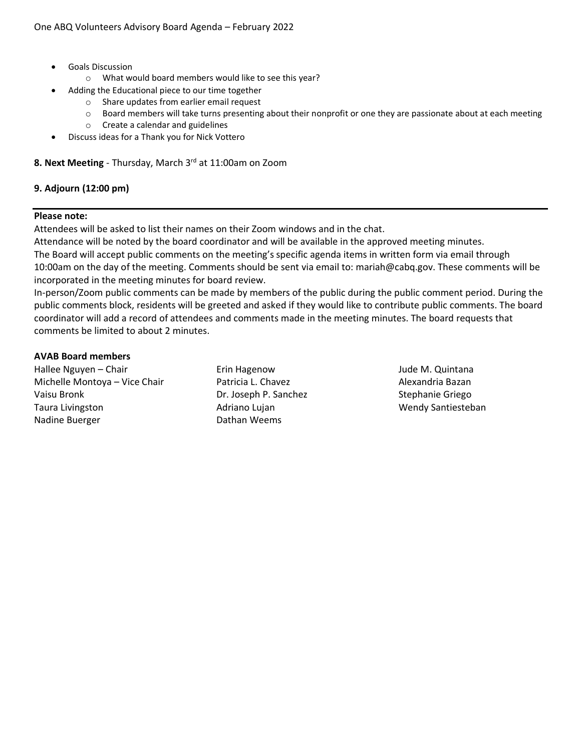- Goals Discussion
  - What would board members would like to see this year?
- Adding the Educational piece to our time together
  - Share updates from earlier email request
  - Board members will take turns presenting about their nonprofit or one they are passionate about at each meeting
  - Create a calendar and guidelines
- Discuss ideas for a Thank you for Nick Vottero

**8. Next Meeting** - Thursday, March 3rd at 11:00am on Zoom

**9. Adjourn (12:00 pm)**

---

**Please note:**

Attendees will be asked to list their names on their Zoom windows and in the chat.
Attendance will be noted by the board coordinator and will be available in the approved meeting minutes.
The Board will accept public comments on the meeting's specific agenda items in written form via email through 10:00am on the day of the meeting. Comments should be sent via email to: mariah@cabq.gov. These comments will be incorporated in the meeting minutes for board review.
In-person/Zoom public comments can be made by members of the public during the public comment period. During the public comments block, residents will be greeted and asked if they would like to contribute public comments. The board coordinator will add a record of attendees and comments made in the meeting minutes. The board requests that comments be limited to about 2 minutes.

**AVAB Board members**

Hallee Nguyen – Chair
Michelle Montoya – Vice Chair
Vaisu Bronk
Taura Livingston
Nadine Buerger
Erin Hagenow
Patricia L. Chavez
Dr. Joseph P. Sanchez
Adriano Lujan
Dathan Weems
Jude M. Quintana
Alexandria Bazan
Stephanie Griego
Wendy Santiesteban